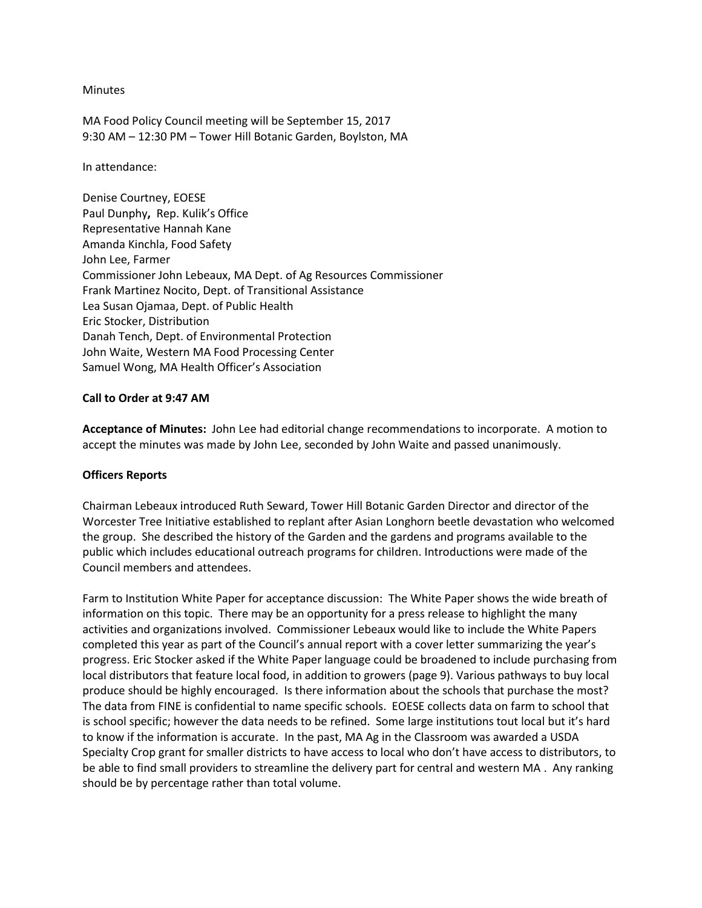Minutes

MA Food Policy Council meeting will be September 15, 2017
9:30 AM – 12:30 PM – Tower Hill Botanic Garden, Boylston, MA

In attendance:

Denise Courtney, EOESE
Paul Dunphy**,** Rep. Kulik's Office
Representative Hannah Kane
Amanda Kinchla, Food Safety
John Lee, Farmer
Commissioner John Lebeaux, MA Dept. of Ag Resources Commissioner
Frank Martinez Nocito, Dept. of Transitional Assistance
Lea Susan Ojamaa, Dept. of Public Health
Eric Stocker, Distribution
Danah Tench, Dept. of Environmental Protection
John Waite, Western MA Food Processing Center
Samuel Wong, MA Health Officer's Association

**Call to Order at 9:47 AM**

**Acceptance of Minutes:** John Lee had editorial change recommendations to incorporate. A motion to accept the minutes was made by John Lee, seconded by John Waite and passed unanimously.

**Officers Reports**

Chairman Lebeaux introduced Ruth Seward, Tower Hill Botanic Garden Director and director of the Worcester Tree Initiative established to replant after Asian Longhorn beetle devastation who welcomed the group. She described the history of the Garden and the gardens and programs available to the public which includes educational outreach programs for children. Introductions were made of the Council members and attendees.

Farm to Institution White Paper for acceptance discussion: The White Paper shows the wide breath of information on this topic. There may be an opportunity for a press release to highlight the many activities and organizations involved. Commissioner Lebeaux would like to include the White Papers completed this year as part of the Council's annual report with a cover letter summarizing the year's progress. Eric Stocker asked if the White Paper language could be broadened to include purchasing from local distributors that feature local food, in addition to growers (page 9). Various pathways to buy local produce should be highly encouraged. Is there information about the schools that purchase the most? The data from FINE is confidential to name specific schools. EOESE collects data on farm to school that is school specific; however the data needs to be refined. Some large institutions tout local but it's hard to know if the information is accurate. In the past, MA Ag in the Classroom was awarded a USDA Specialty Crop grant for smaller districts to have access to local who don't have access to distributors, to be able to find small providers to streamline the delivery part for central and western MA . Any ranking should be by percentage rather than total volume.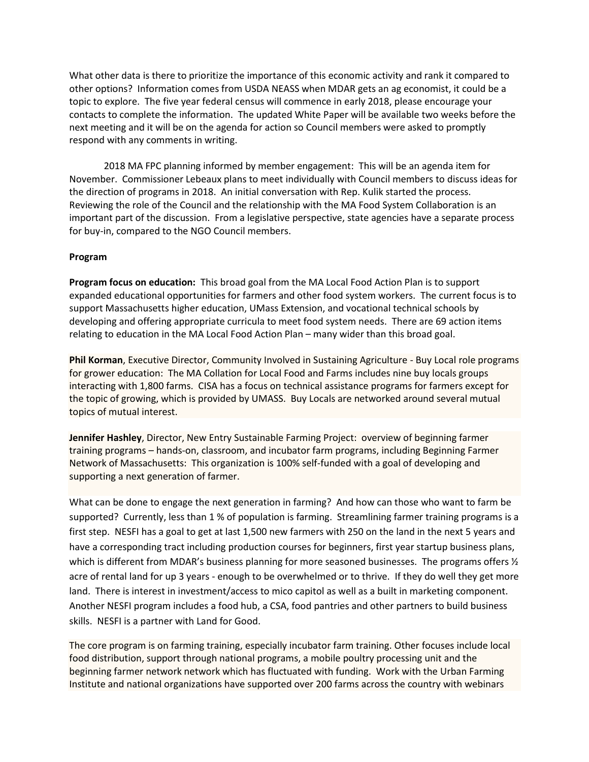What other data is there to prioritize the importance of this economic activity and rank it compared to other options? Information comes from USDA NEASS when MDAR gets an ag economist, it could be a topic to explore. The five year federal census will commence in early 2018, please encourage your contacts to complete the information. The updated White Paper will be available two weeks before the next meeting and it will be on the agenda for action so Council members were asked to promptly respond with any comments in writing.

2018 MA FPC planning informed by member engagement: This will be an agenda item for November. Commissioner Lebeaux plans to meet individually with Council members to discuss ideas for the direction of programs in 2018. An initial conversation with Rep. Kulik started the process. Reviewing the role of the Council and the relationship with the MA Food System Collaboration is an important part of the discussion. From a legislative perspective, state agencies have a separate process for buy-in, compared to the NGO Council members.

**Program**

**Program focus on education:** This broad goal from the MA Local Food Action Plan is to support expanded educational opportunities for farmers and other food system workers. The current focus is to support Massachusetts higher education, UMass Extension, and vocational technical schools by developing and offering appropriate curricula to meet food system needs. There are 69 action items relating to education in the MA Local Food Action Plan – many wider than this broad goal.

**Phil Korman**, Executive Director, Community Involved in Sustaining Agriculture - Buy Local role programs for grower education: The MA Collation for Local Food and Farms includes nine buy locals groups interacting with 1,800 farms. CISA has a focus on technical assistance programs for farmers except for the topic of growing, which is provided by UMASS. Buy Locals are networked around several mutual topics of mutual interest.

**Jennifer Hashley**, Director, New Entry Sustainable Farming Project: overview of beginning farmer training programs – hands-on, classroom, and incubator farm programs, including Beginning Farmer Network of Massachusetts: This organization is 100% self-funded with a goal of developing and supporting a next generation of farmer.

What can be done to engage the next generation in farming? And how can those who want to farm be supported? Currently, less than 1 % of population is farming. Streamlining farmer training programs is a first step. NESFI has a goal to get at last 1,500 new farmers with 250 on the land in the next 5 years and have a corresponding tract including production courses for beginners, first year startup business plans, which is different from MDAR's business planning for more seasoned businesses. The programs offers ½ acre of rental land for up 3 years - enough to be overwhelmed or to thrive. If they do well they get more land. There is interest in investment/access to mico capitol as well as a built in marketing component. Another NESFI program includes a food hub, a CSA, food pantries and other partners to build business skills. NESFI is a partner with Land for Good.

The core program is on farming training, especially incubator farm training. Other focuses include local food distribution, support through national programs, a mobile poultry processing unit and the beginning farmer network network which has fluctuated with funding. Work with the Urban Farming Institute and national organizations have supported over 200 farms across the country with webinars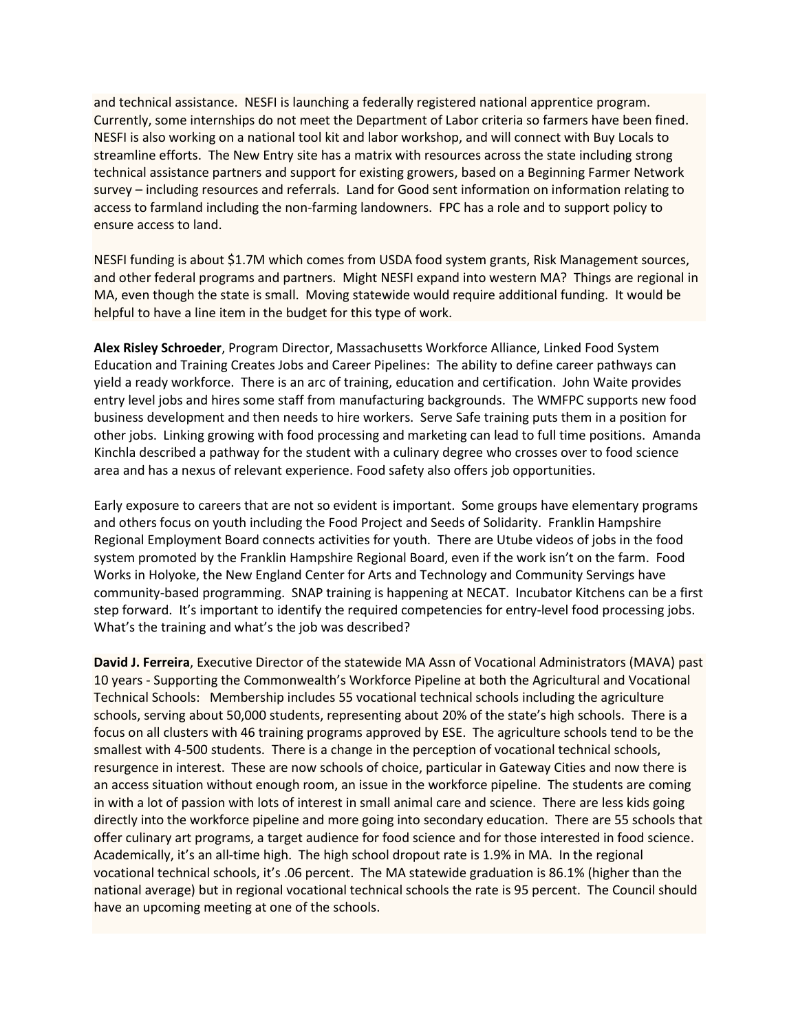and technical assistance. NESFI is launching a federally registered national apprentice program. Currently, some internships do not meet the Department of Labor criteria so farmers have been fined. NESFI is also working on a national tool kit and labor workshop, and will connect with Buy Locals to streamline efforts. The New Entry site has a matrix with resources across the state including strong technical assistance partners and support for existing growers, based on a Beginning Farmer Network survey – including resources and referrals. Land for Good sent information on information relating to access to farmland including the non-farming landowners. FPC has a role and to support policy to ensure access to land.

NESFI funding is about $1.7M which comes from USDA food system grants, Risk Management sources, and other federal programs and partners. Might NESFI expand into western MA? Things are regional in MA, even though the state is small. Moving statewide would require additional funding. It would be helpful to have a line item in the budget for this type of work.

**Alex Risley Schroeder**, Program Director, Massachusetts Workforce Alliance, Linked Food System Education and Training Creates Jobs and Career Pipelines: The ability to define career pathways can yield a ready workforce. There is an arc of training, education and certification. John Waite provides entry level jobs and hires some staff from manufacturing backgrounds. The WMFPC supports new food business development and then needs to hire workers. Serve Safe training puts them in a position for other jobs. Linking growing with food processing and marketing can lead to full time positions. Amanda Kinchla described a pathway for the student with a culinary degree who crosses over to food science area and has a nexus of relevant experience. Food safety also offers job opportunities.

Early exposure to careers that are not so evident is important. Some groups have elementary programs and others focus on youth including the Food Project and Seeds of Solidarity. Franklin Hampshire Regional Employment Board connects activities for youth. There are Utube videos of jobs in the food system promoted by the Franklin Hampshire Regional Board, even if the work isn't on the farm. Food Works in Holyoke, the New England Center for Arts and Technology and Community Servings have community-based programming. SNAP training is happening at NECAT. Incubator Kitchens can be a first step forward. It's important to identify the required competencies for entry-level food processing jobs. What's the training and what's the job was described?

**David J. Ferreira**, Executive Director of the statewide MA Assn of Vocational Administrators (MAVA) past 10 years - Supporting the Commonwealth's Workforce Pipeline at both the Agricultural and Vocational Technical Schools: Membership includes 55 vocational technical schools including the agriculture schools, serving about 50,000 students, representing about 20% of the state's high schools. There is a focus on all clusters with 46 training programs approved by ESE. The agriculture schools tend to be the smallest with 4-500 students. There is a change in the perception of vocational technical schools, resurgence in interest. These are now schools of choice, particular in Gateway Cities and now there is an access situation without enough room, an issue in the workforce pipeline. The students are coming in with a lot of passion with lots of interest in small animal care and science. There are less kids going directly into the workforce pipeline and more going into secondary education. There are 55 schools that offer culinary art programs, a target audience for food science and for those interested in food science. Academically, it's an all-time high. The high school dropout rate is 1.9% in MA. In the regional vocational technical schools, it's .06 percent. The MA statewide graduation is 86.1% (higher than the national average) but in regional vocational technical schools the rate is 95 percent. The Council should have an upcoming meeting at one of the schools.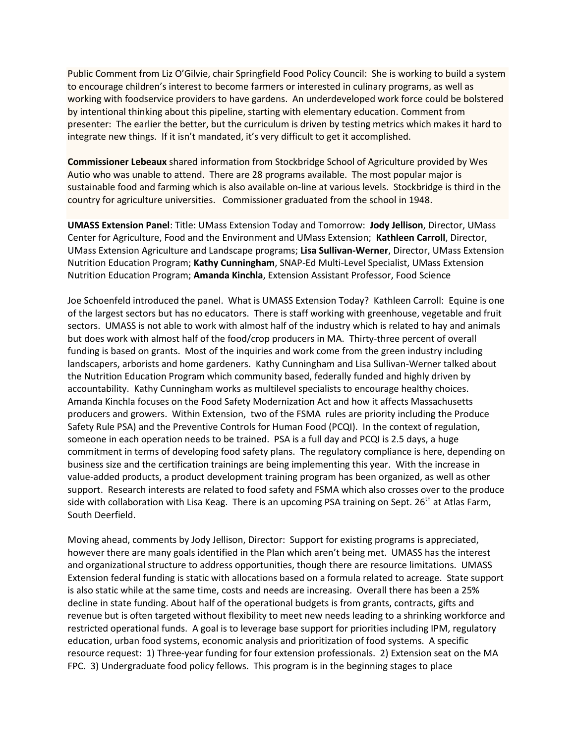Public Comment from Liz O'Gilvie, chair Springfield Food Policy Council: She is working to build a system to encourage children's interest to become farmers or interested in culinary programs, as well as working with foodservice providers to have gardens. An underdeveloped work force could be bolstered by intentional thinking about this pipeline, starting with elementary education. Comment from presenter: The earlier the better, but the curriculum is driven by testing metrics which makes it hard to integrate new things. If it isn't mandated, it's very difficult to get it accomplished.

**Commissioner Lebeaux** shared information from Stockbridge School of Agriculture provided by Wes Autio who was unable to attend. There are 28 programs available. The most popular major is sustainable food and farming which is also available on-line at various levels. Stockbridge is third in the country for agriculture universities. Commissioner graduated from the school in 1948.

**UMASS Extension Panel**: Title: UMass Extension Today and Tomorrow: **Jody Jellison**, Director, UMass Center for Agriculture, Food and the Environment and UMass Extension; **Kathleen Carroll**, Director, UMass Extension Agriculture and Landscape programs; **Lisa Sullivan-Werner**, Director, UMass Extension Nutrition Education Program; **Kathy Cunningham**, SNAP-Ed Multi-Level Specialist, UMass Extension Nutrition Education Program; **Amanda Kinchla**, Extension Assistant Professor, Food Science

Joe Schoenfeld introduced the panel. What is UMASS Extension Today? Kathleen Carroll: Equine is one of the largest sectors but has no educators. There is staff working with greenhouse, vegetable and fruit sectors. UMASS is not able to work with almost half of the industry which is related to hay and animals but does work with almost half of the food/crop producers in MA. Thirty-three percent of overall funding is based on grants. Most of the inquiries and work come from the green industry including landscapers, arborists and home gardeners. Kathy Cunningham and Lisa Sullivan-Werner talked about the Nutrition Education Program which community based, federally funded and highly driven by accountability. Kathy Cunningham works as multilevel specialists to encourage healthy choices. Amanda Kinchla focuses on the Food Safety Modernization Act and how it affects Massachusetts producers and growers. Within Extension, two of the FSMA rules are priority including the Produce Safety Rule PSA) and the Preventive Controls for Human Food (PCQI). In the context of regulation, someone in each operation needs to be trained. PSA is a full day and PCQI is 2.5 days, a huge commitment in terms of developing food safety plans. The regulatory compliance is here, depending on business size and the certification trainings are being implementing this year. With the increase in value-added products, a product development training program has been organized, as well as other support. Research interests are related to food safety and FSMA which also crosses over to the produce side with collaboration with Lisa Keag. There is an upcoming PSA training on Sept. 26th at Atlas Farm, South Deerfield.

Moving ahead, comments by Jody Jellison, Director: Support for existing programs is appreciated, however there are many goals identified in the Plan which aren't being met. UMASS has the interest and organizational structure to address opportunities, though there are resource limitations. UMASS Extension federal funding is static with allocations based on a formula related to acreage. State support is also static while at the same time, costs and needs are increasing. Overall there has been a 25% decline in state funding. About half of the operational budgets is from grants, contracts, gifts and revenue but is often targeted without flexibility to meet new needs leading to a shrinking workforce and restricted operational funds. A goal is to leverage base support for priorities including IPM, regulatory education, urban food systems, economic analysis and prioritization of food systems. A specific resource request: 1) Three-year funding for four extension professionals. 2) Extension seat on the MA FPC. 3) Undergraduate food policy fellows. This program is in the beginning stages to place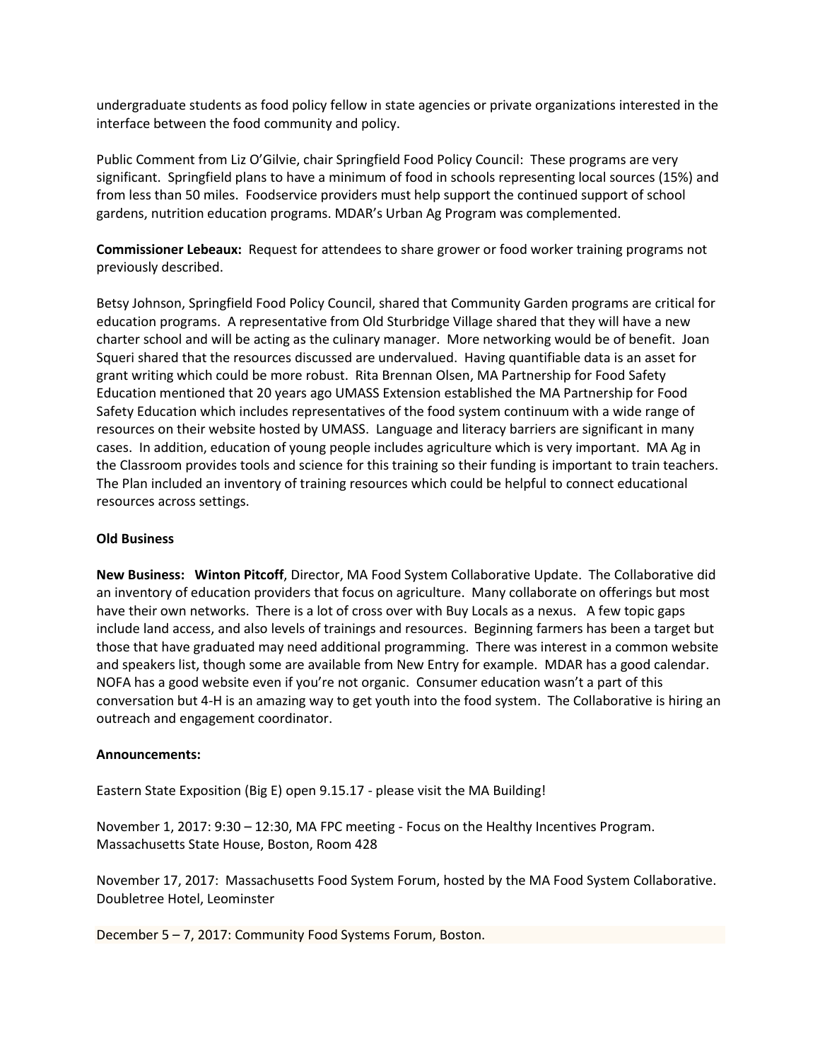undergraduate students as food policy fellow in state agencies or private organizations interested in the interface between the food community and policy.

Public Comment from Liz O'Gilvie, chair Springfield Food Policy Council: These programs are very significant. Springfield plans to have a minimum of food in schools representing local sources (15%) and from less than 50 miles. Foodservice providers must help support the continued support of school gardens, nutrition education programs. MDAR's Urban Ag Program was complemented.

**Commissioner Lebeaux:** Request for attendees to share grower or food worker training programs not previously described.

Betsy Johnson, Springfield Food Policy Council, shared that Community Garden programs are critical for education programs. A representative from Old Sturbridge Village shared that they will have a new charter school and will be acting as the culinary manager. More networking would be of benefit. Joan Squeri shared that the resources discussed are undervalued. Having quantifiable data is an asset for grant writing which could be more robust. Rita Brennan Olsen, MA Partnership for Food Safety Education mentioned that 20 years ago UMASS Extension established the MA Partnership for Food Safety Education which includes representatives of the food system continuum with a wide range of resources on their website hosted by UMASS. Language and literacy barriers are significant in many cases. In addition, education of young people includes agriculture which is very important. MA Ag in the Classroom provides tools and science for this training so their funding is important to train teachers. The Plan included an inventory of training resources which could be helpful to connect educational resources across settings.

**Old Business**

**New Business: Winton Pitcoff**, Director, MA Food System Collaborative Update. The Collaborative did an inventory of education providers that focus on agriculture. Many collaborate on offerings but most have their own networks. There is a lot of cross over with Buy Locals as a nexus. A few topic gaps include land access, and also levels of trainings and resources. Beginning farmers has been a target but those that have graduated may need additional programming. There was interest in a common website and speakers list, though some are available from New Entry for example. MDAR has a good calendar. NOFA has a good website even if you're not organic. Consumer education wasn't a part of this conversation but 4-H is an amazing way to get youth into the food system. The Collaborative is hiring an outreach and engagement coordinator.

**Announcements:**

Eastern State Exposition (Big E) open 9.15.17 - please visit the MA Building!

November 1, 2017: 9:30 – 12:30, MA FPC meeting - Focus on the Healthy Incentives Program. Massachusetts State House, Boston, Room 428

November 17, 2017: Massachusetts Food System Forum, hosted by the MA Food System Collaborative. Doubletree Hotel, Leominster

December 5 – 7, 2017: Community Food Systems Forum, Boston.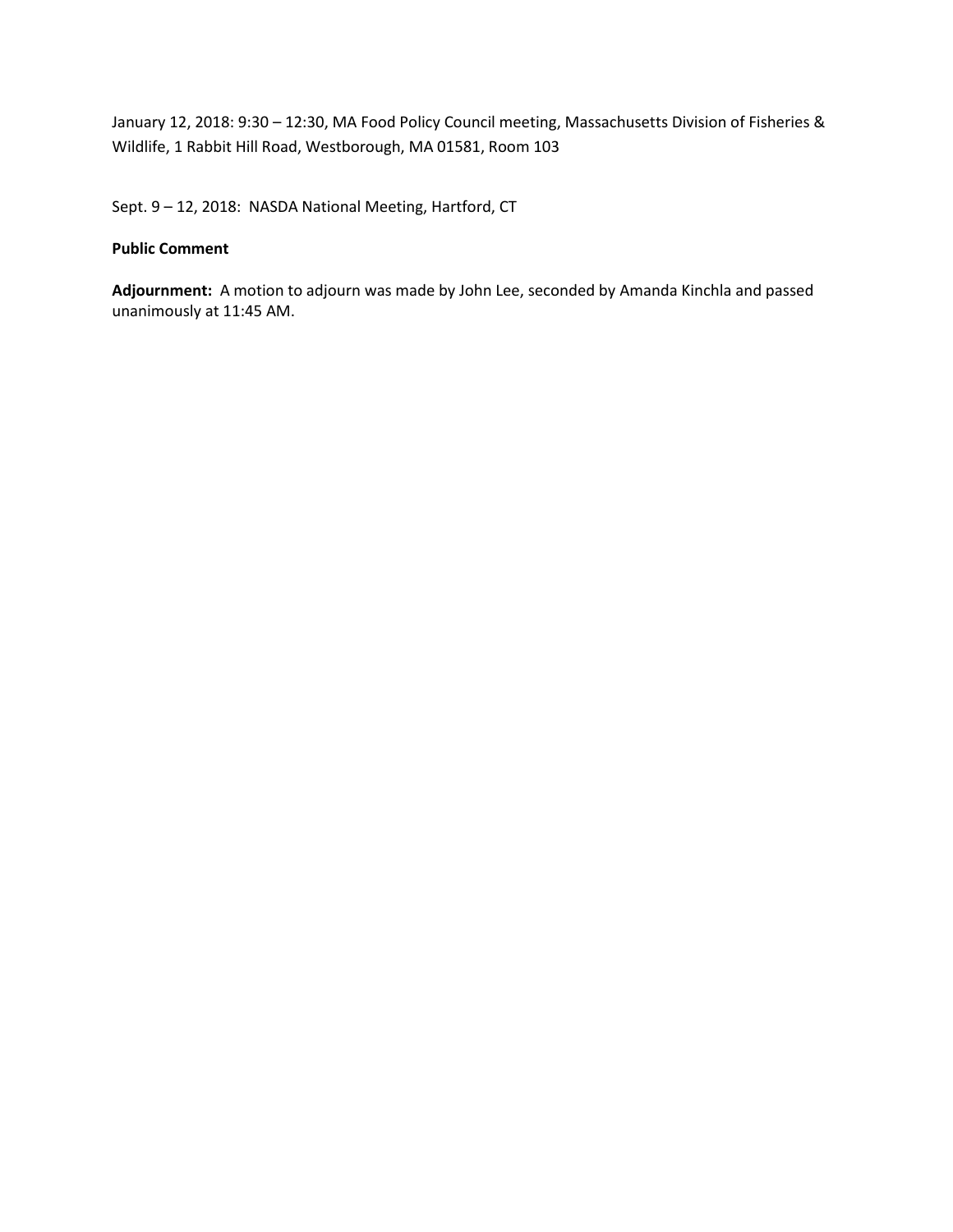January 12, 2018: 9:30 – 12:30, MA Food Policy Council meeting, Massachusetts Division of Fisheries & Wildlife, 1 Rabbit Hill Road, Westborough, MA 01581, Room 103

Sept. 9 – 12, 2018: NASDA National Meeting, Hartford, CT

**Public Comment**

**Adjournment:** A motion to adjourn was made by John Lee, seconded by Amanda Kinchla and passed unanimously at 11:45 AM.